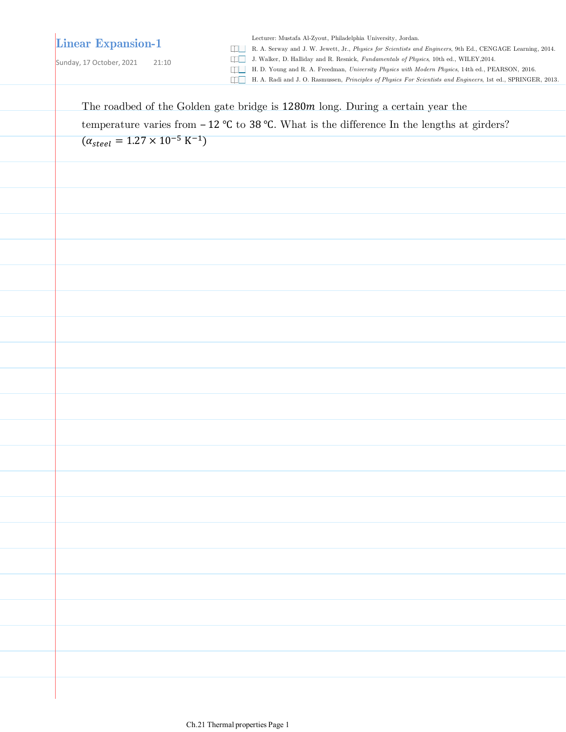# Linear Expansion-1

Sunday, 17 October, 2021 21:10

Lecturer: Mustafa Al-Zyout, Philadelphia University, Jordan.

- R. A. Serway and J. W. Jewett, Jr., *Physics for Scientists and Engineers*, 9th Ed., CENGAGE Learning, 2014.
- J. Walker, D. Halliday and R. Resnick, *Fundamentals of Physics*, 10th ed., WILEY,2014.
- H. D. Young and R. A. Freedman, *University Physics with Modern Physics*, 14th ed., PEARSON, 2016.
- H. A. Radi and J. O. Rasmussen, *Principles of Physics For Scientists and Engineers*, 1st ed., SPRINGER, 2013.

The roadbed of the Golden gate bridge is $1280m$ long. During a certain year the temperature varies from $-12\ ^\circ\mathrm{C}$ to $38\ ^\circ\mathrm{C}$. What is the difference In the lengths at girders? ($\alpha_{steel} = 1.27 \times 10^{-5}\ \mathrm{K}^{-1}$)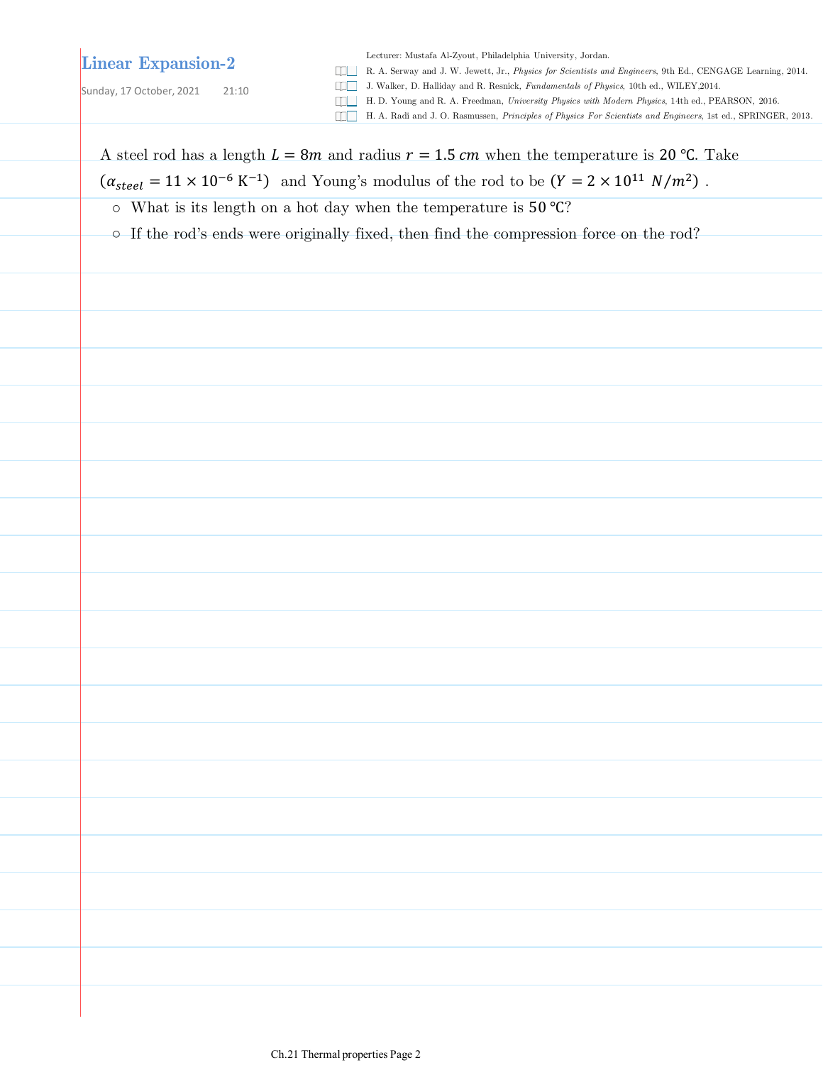# Linear Expansion-2

Sunday, 17 October, 2021 21:10

Lecturer: Mustafa Al-Zyout, Philadelphia University, Jordan.

- R. A. Serway and J. W. Jewett, Jr., *Physics for Scientists and Engineers*, 9th Ed., CENGAGE Learning, 2014.
- J. Walker, D. Halliday and R. Resnick, *Fundamentals of Physics*, 10th ed., WILEY,2014.
- H. D. Young and R. A. Freedman, *University Physics with Modern Physics*, 14th ed., PEARSON, 2016.
- H. A. Radi and J. O. Rasmussen, *Principles of Physics For Scientists and Engineers*, 1st ed., SPRINGER, 2013.

A steel rod has a length $L = 8m$ and radius $r = 1.5\ cm$ when the temperature is $20\ ℃$. Take $(\alpha_{steel} = 11 \times 10^{-6}\ \mathrm{K}^{-1})$ and Young's modulus of the rod to be $(Y = 2 \times 10^{11}\ N/m^2)$ .

- What is its length on a hot day when the temperature is $50\ ℃$?
- If the rod's ends were originally fixed, then find the compression force on the rod?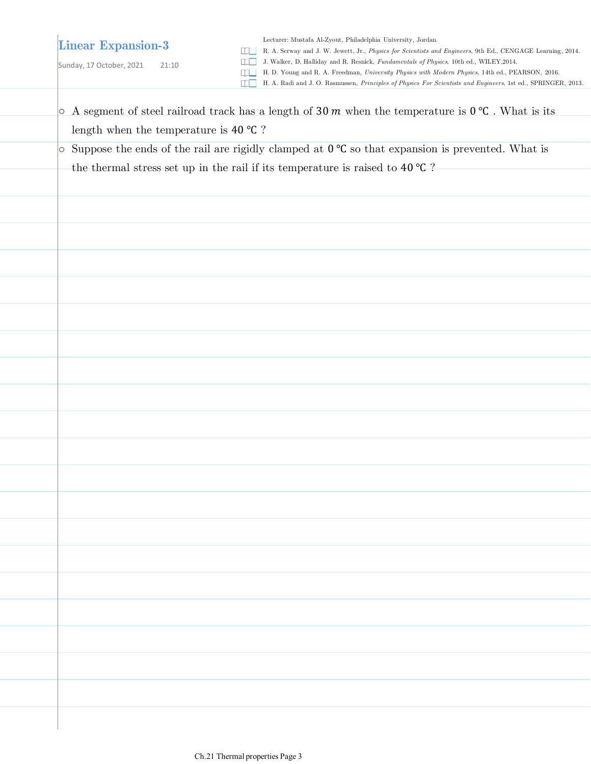# Linear Expansion-3

Sunday, 17 October, 2021 21:10

Lecturer: Mustafa Al-Zyout, Philadelphia University, Jordan.

- R. A. Serway and J. W. Jewett, Jr., *Physics for Scientists and Engineers*, 9th Ed., CENGAGE Learning, 2014.
- J. Walker, D. Halliday and R. Resnick, *Fundamentals of Physics*, 10th ed., WILEY,2014.
- H. D. Young and R. A. Freedman, *University Physics with Modern Physics*, 14th ed., PEARSON, 2016.
- H. A. Radi and J. O. Rasmussen, *Principles of Physics For Scientists and Engineers*, 1st ed., SPRINGER, 2013.

- A segment of steel railroad track has a length of $30\ m$ when the temperature is $0\ ℃$ . What is its length when the temperature is $40\ ℃$ ?
- Suppose the ends of the rail are rigidly clamped at $0\ ℃$ so that expansion is prevented. What is the thermal stress set up in the rail if its temperature is raised to $40\ ℃$ ?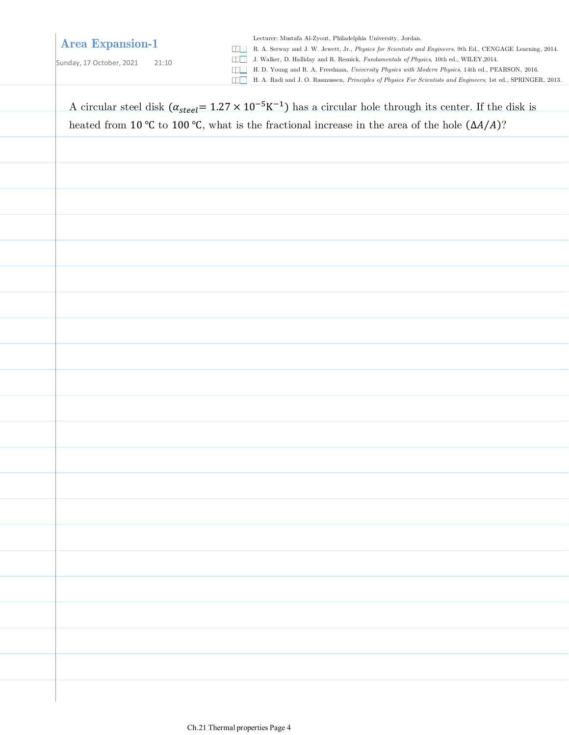## Area Expansion-1

Sunday, 17 October, 2021 21:10

Lecturer: Mustafa Al-Zyout, Philadelphia University, Jordan.

- R. A. Serway and J. W. Jewett, Jr., *Physics for Scientists and Engineers*, 9th Ed., CENGAGE Learning, 2014.
- J. Walker, D. Halliday and R. Resnick, *Fundamentals of Physics*, 10th ed., WILEY,2014.
- H. D. Young and R. A. Freedman, *University Physics with Modern Physics*, 14th ed., PEARSON, 2016.
- H. A. Radi and J. O. Rasmussen, *Principles of Physics For Scientists and Engineers*, 1st ed., SPRINGER, 2013.

A circular steel disk ($\alpha_{steel} = 1.27 \times 10^{-5}\,\mathrm{K}^{-1}$) has a circular hole through its center. If the disk is heated from $10\,℃$ to $100\,℃$, what is the fractional increase in the area of the hole ($\Delta A/A$)?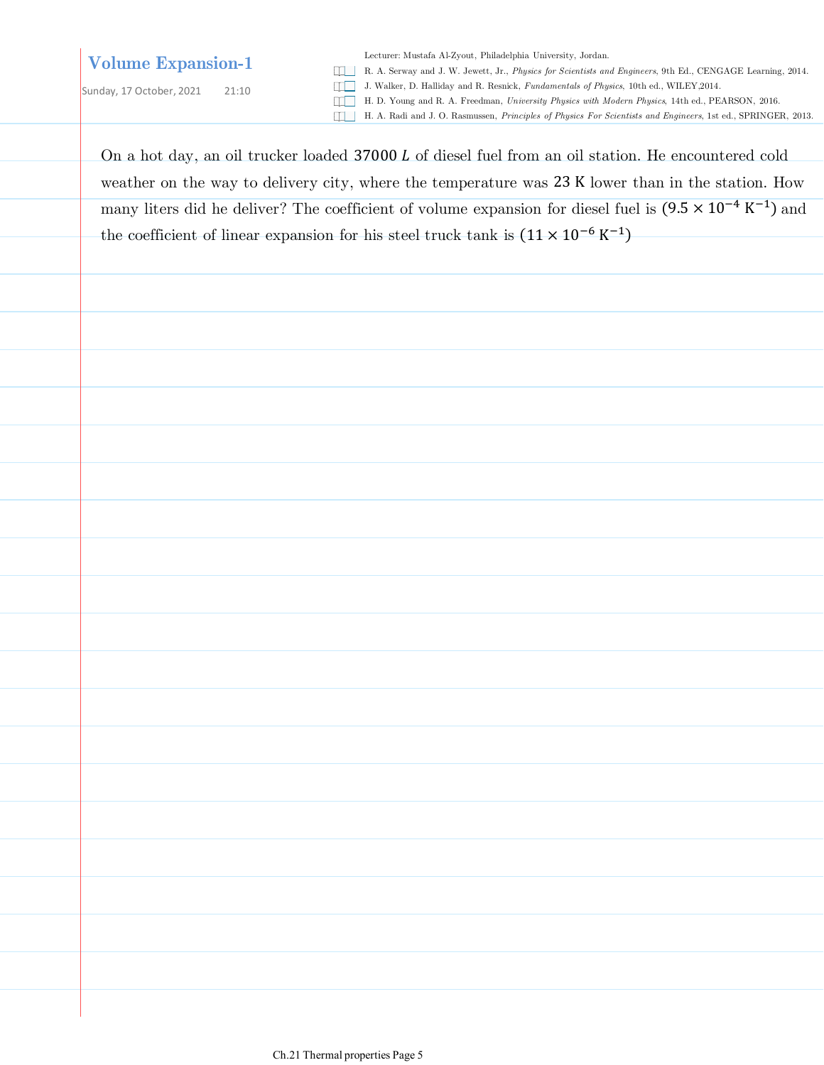# Volume Expansion-1

Sunday, 17 October, 2021 21:10

Lecturer: Mustafa Al-Zyout, Philadelphia University, Jordan.

- R. A. Serway and J. W. Jewett, Jr., *Physics for Scientists and Engineers*, 9th Ed., CENGAGE Learning, 2014.
- J. Walker, D. Halliday and R. Resnick, *Fundamentals of Physics*, 10th ed., WILEY,2014.
- H. D. Young and R. A. Freedman, *University Physics with Modern Physics*, 14th ed., PEARSON, 2016.
- H. A. Radi and J. O. Rasmussen, *Principles of Physics For Scientists and Engineers*, 1st ed., SPRINGER, 2013.

On a hot day, an oil trucker loaded $37000\ L$ of diesel fuel from an oil station. He encountered cold weather on the way to delivery city, where the temperature was $23\ \mathrm{K}$ lower than in the station. How many liters did he deliver? The coefficient of volume expansion for diesel fuel is $(9.5 \times 10^{-4}\ \mathrm{K}^{-1})$ and the coefficient of linear expansion for his steel truck tank is $(11 \times 10^{-6}\ \mathrm{K}^{-1})$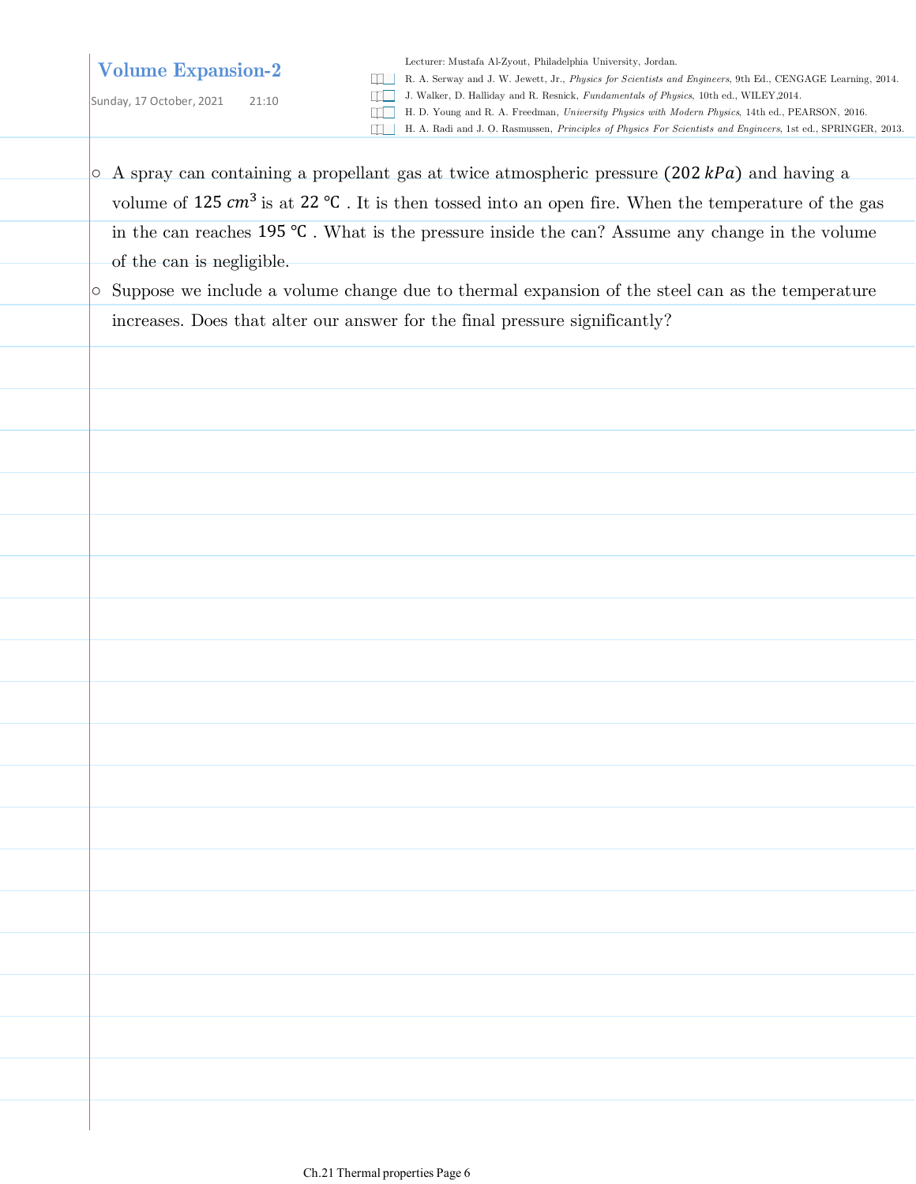# Volume Expansion-2

Sunday, 17 October, 2021 21:10

Lecturer: Mustafa Al-Zyout, Philadelphia University, Jordan.

- R. A. Serway and J. W. Jewett, Jr., *Physics for Scientists and Engineers*, 9th Ed., CENGAGE Learning, 2014.
- J. Walker, D. Halliday and R. Resnick, *Fundamentals of Physics*, 10th ed., WILEY,2014.
- H. D. Young and R. A. Freedman, *University Physics with Modern Physics*, 14th ed., PEARSON, 2016.
- H. A. Radi and J. O. Rasmussen, *Principles of Physics For Scientists and Engineers*, 1st ed., SPRINGER, 2013.

- A spray can containing a propellant gas at twice atmospheric pressure ($202\ kPa$) and having a volume of $125\ cm^3$ is at $22\ °C$ . It is then tossed into an open fire. When the temperature of the gas in the can reaches $195\ °C$ . What is the pressure inside the can? Assume any change in the volume of the can is negligible.
- Suppose we include a volume change due to thermal expansion of the steel can as the temperature increases. Does that alter our answer for the final pressure significantly?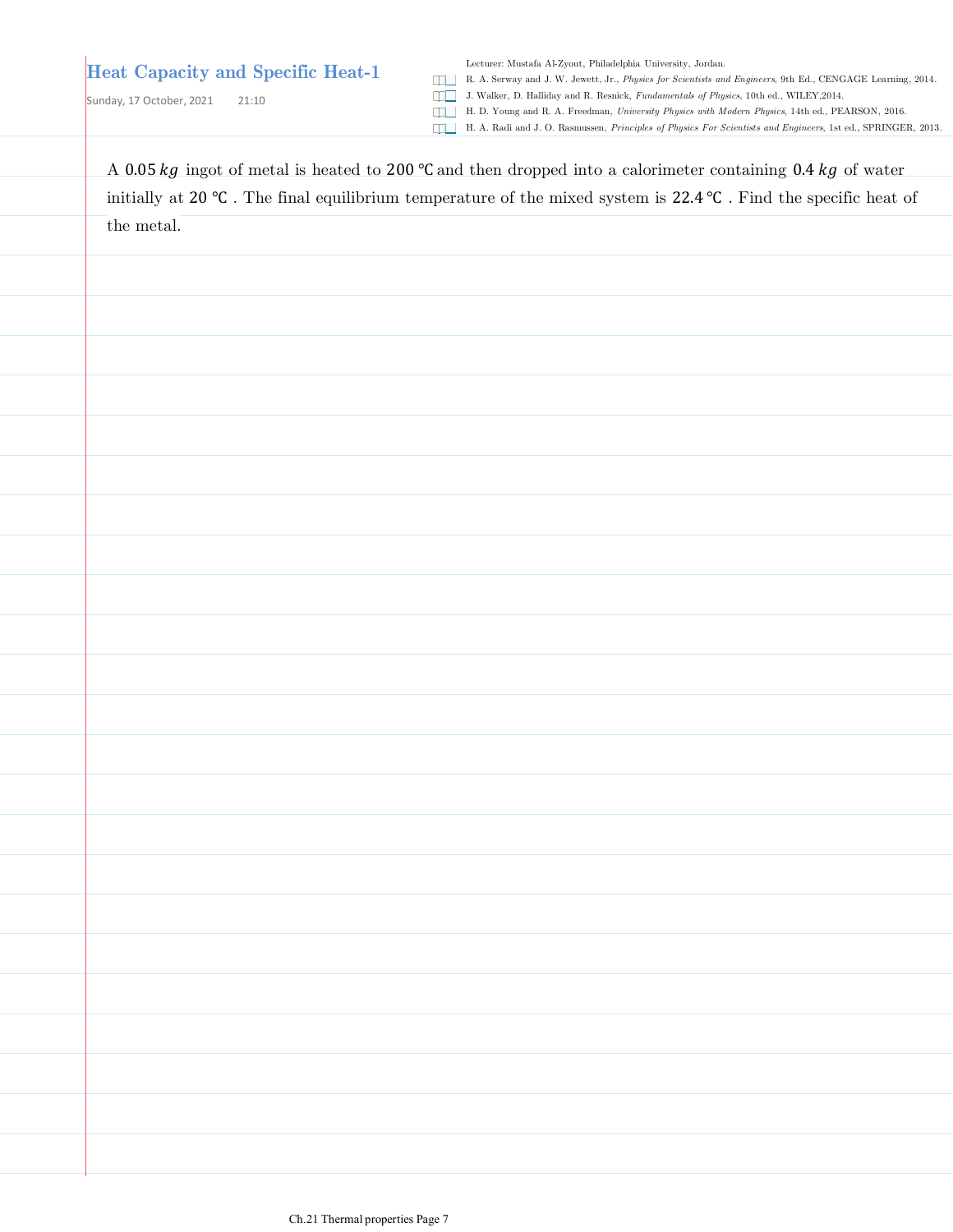# Heat Capacity and Specific Heat-1

Sunday, 17 October, 2021 21:10

Lecturer: Mustafa Al-Zyout, Philadelphia University, Jordan.

- R. A. Serway and J. W. Jewett, Jr., *Physics for Scientists and Engineers*, 9th Ed., CENGAGE Learning, 2014.
- J. Walker, D. Halliday and R. Resnick, *Fundamentals of Physics*, 10th ed., WILEY,2014.
- H. D. Young and R. A. Freedman, *University Physics with Modern Physics*, 14th ed., PEARSON, 2016.
- H. A. Radi and J. O. Rasmussen, *Principles of Physics For Scientists and Engineers*, 1st ed., SPRINGER, 2013.

A $0.05\,kg$ ingot of metal is heated to $200\ ℃$ and then dropped into a calorimeter containing $0.4\,kg$ of water initially at $20\ ℃$. The final equilibrium temperature of the mixed system is $22.4\ ℃$. Find the specific heat of the metal.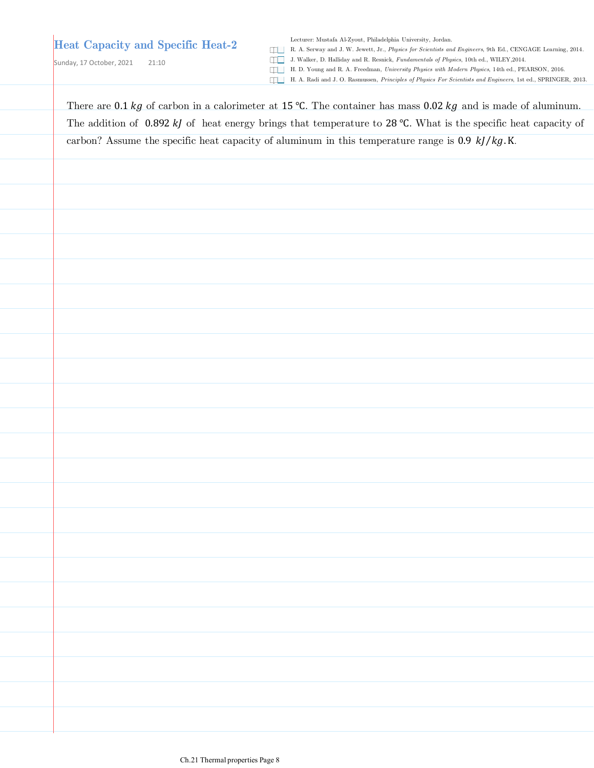# Heat Capacity and Specific Heat-2

Sunday, 17 October, 2021 21:10

Lecturer: Mustafa Al-Zyout, Philadelphia University, Jordan.

- R. A. Serway and J. W. Jewett, Jr., *Physics for Scientists and Engineers*, 9th Ed., CENGAGE Learning, 2014.
- J. Walker, D. Halliday and R. Resnick, *Fundamentals of Physics*, 10th ed., WILEY,2014.
- H. D. Young and R. A. Freedman, *University Physics with Modern Physics*, 14th ed., PEARSON, 2016.
- H. A. Radi and J. O. Rasmussen, *Principles of Physics For Scientists and Engineers*, 1st ed., SPRINGER, 2013.

There are $0.1\ kg$ of carbon in a calorimeter at $15\ ℃$. The container has mass $0.02\ kg$ and is made of aluminum. The addition of $0.892\ kJ$ of heat energy brings that temperature to $28\ ℃$. What is the specific heat capacity of carbon? Assume the specific heat capacity of aluminum in this temperature range is $0.9\ kJ/kg.\text{K}$.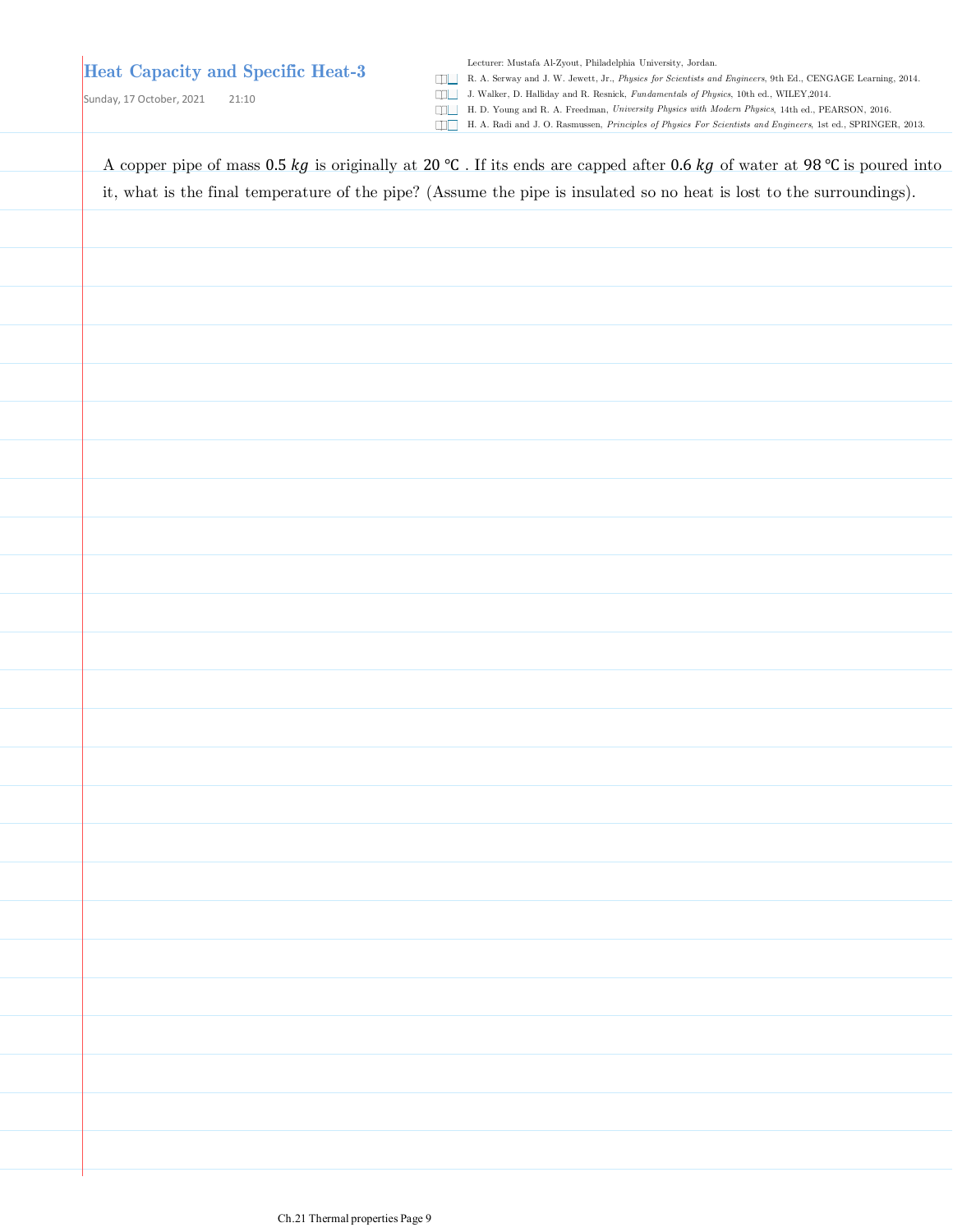# Heat Capacity and Specific Heat-3

Sunday, 17 October, 2021 21:10

Lecturer: Mustafa Al-Zyout, Philadelphia University, Jordan.

- R. A. Serway and J. W. Jewett, Jr., *Physics for Scientists and Engineers*, 9th Ed., CENGAGE Learning, 2014.
- J. Walker, D. Halliday and R. Resnick, *Fundamentals of Physics*, 10th ed., WILEY,2014.
- H. D. Young and R. A. Freedman, *University Physics with Modern Physics*, 14th ed., PEARSON, 2016.
- H. A. Radi and J. O. Rasmussen, *Principles of Physics For Scientists and Engineers*, 1st ed., SPRINGER, 2013.

A copper pipe of mass $0.5\ kg$ is originally at $20\ ℃$ . If its ends are capped after $0.6\ kg$ of water at $98\ ℃$ is poured into it, what is the final temperature of the pipe? (Assume the pipe is insulated so no heat is lost to the surroundings).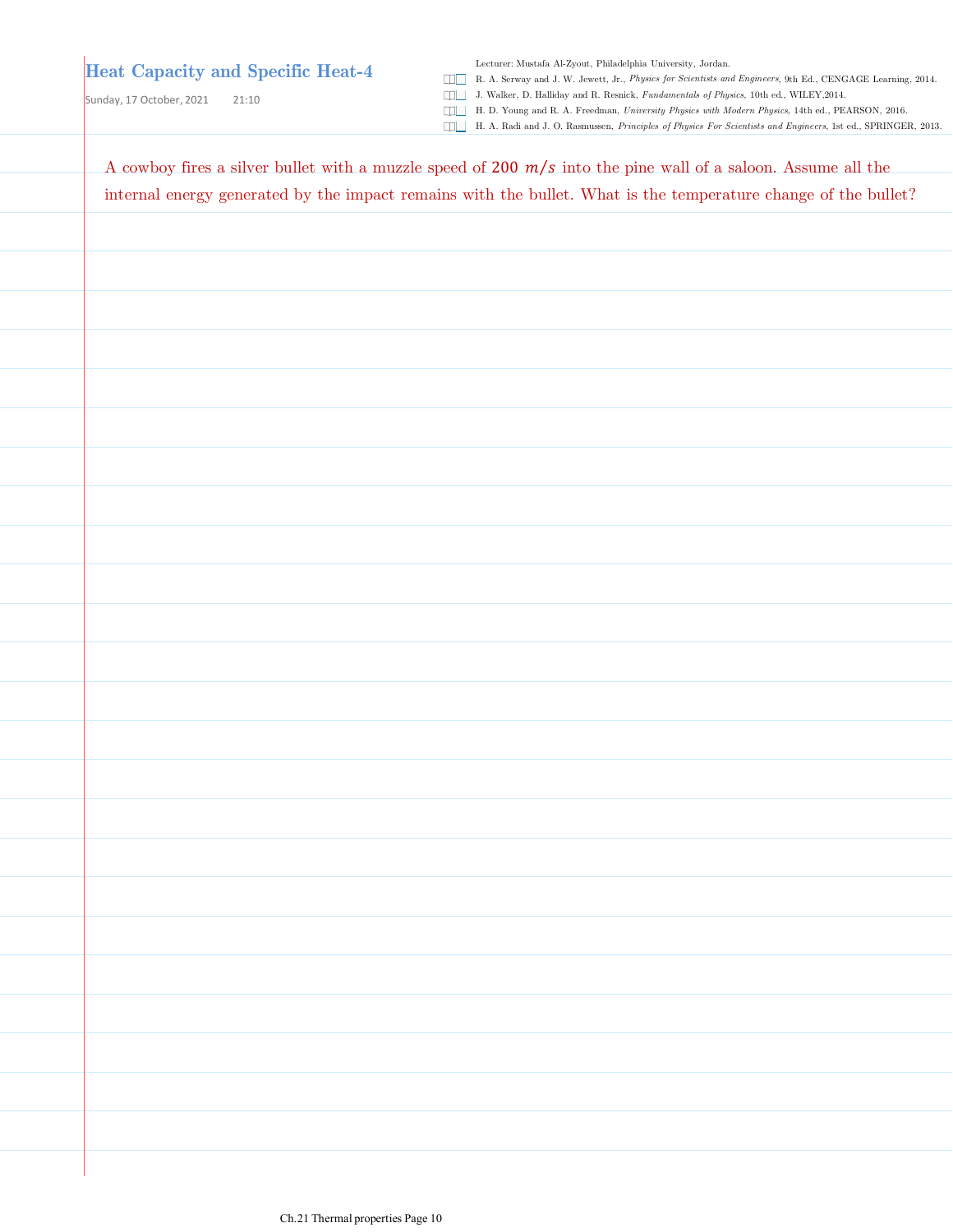# Heat Capacity and Specific Heat-4

Sunday, 17 October, 2021 21:10

Lecturer: Mustafa Al-Zyout, Philadelphia University, Jordan.

- R. A. Serway and J. W. Jewett, Jr., *Physics for Scientists and Engineers*, 9th Ed., CENGAGE Learning, 2014.
- J. Walker, D. Halliday and R. Resnick, *Fundamentals of Physics*, 10th ed., WILEY,2014.
- H. D. Young and R. A. Freedman, *University Physics with Modern Physics*, 14th ed., PEARSON, 2016.
- H. A. Radi and J. O. Rasmussen, *Principles of Physics For Scientists and Engineers*, 1st ed., SPRINGER, 2013.

A cowboy fires a silver bullet with a muzzle speed of $200\ m/s$ into the pine wall of a saloon. Assume all the internal energy generated by the impact remains with the bullet. What is the temperature change of the bullet?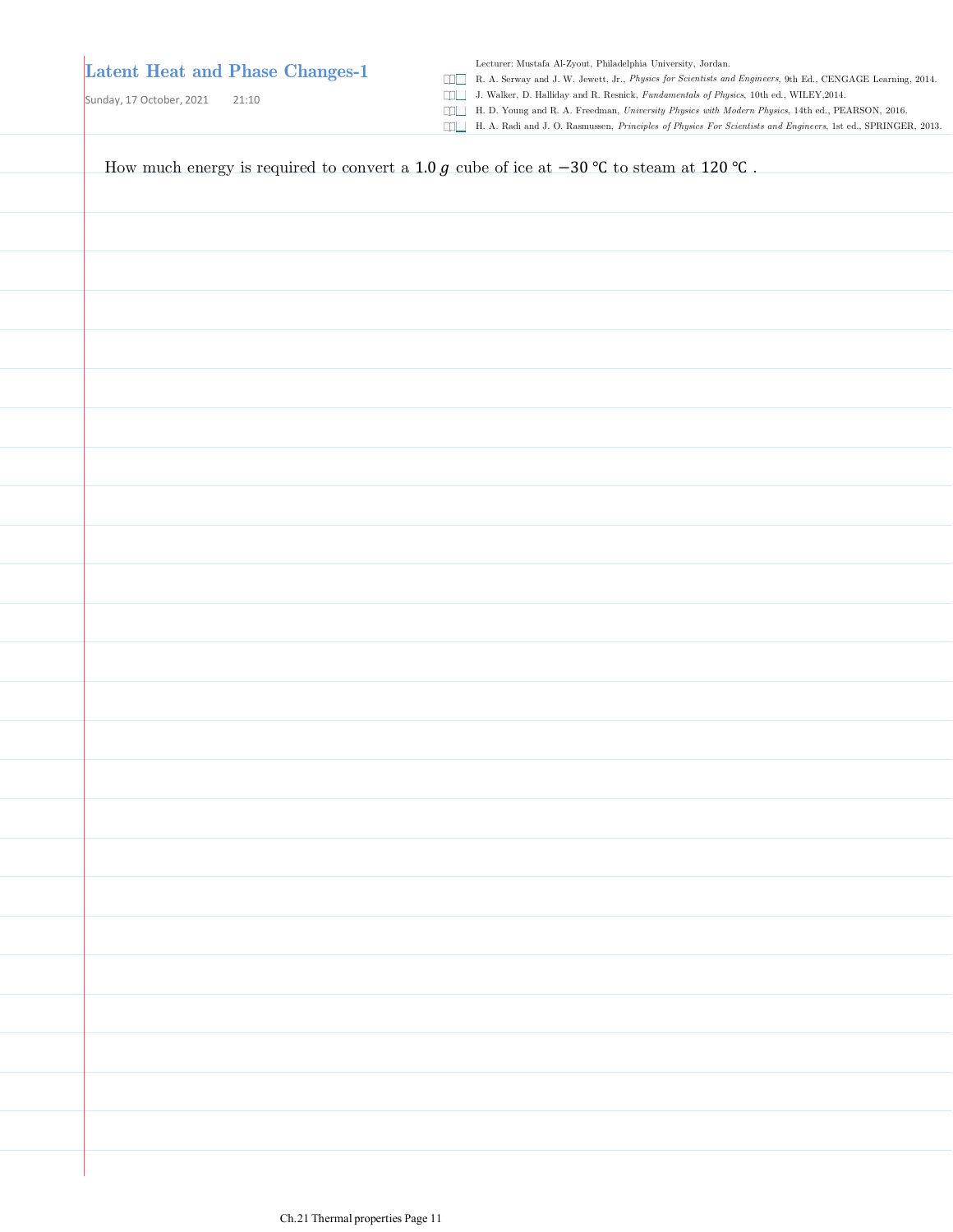# Latent Heat and Phase Changes-1

Sunday, 17 October, 2021 21:10

Lecturer: Mustafa Al-Zyout, Philadelphia University, Jordan.

- R. A. Serway and J. W. Jewett, Jr., *Physics for Scientists and Engineers*, 9th Ed., CENGAGE Learning, 2014.
- J. Walker, D. Halliday and R. Resnick, *Fundamentals of Physics*, 10th ed., WILEY,2014.
- H. D. Young and R. A. Freedman, *University Physics with Modern Physics*, 14th ed., PEARSON, 2016.
- H. A. Radi and J. O. Rasmussen, *Principles of Physics For Scientists and Engineers*, 1st ed., SPRINGER, 2013.

How much energy is required to convert a $1.0\ g$ cube of ice at $-30\ ℃$ to steam at $120\ ℃$ .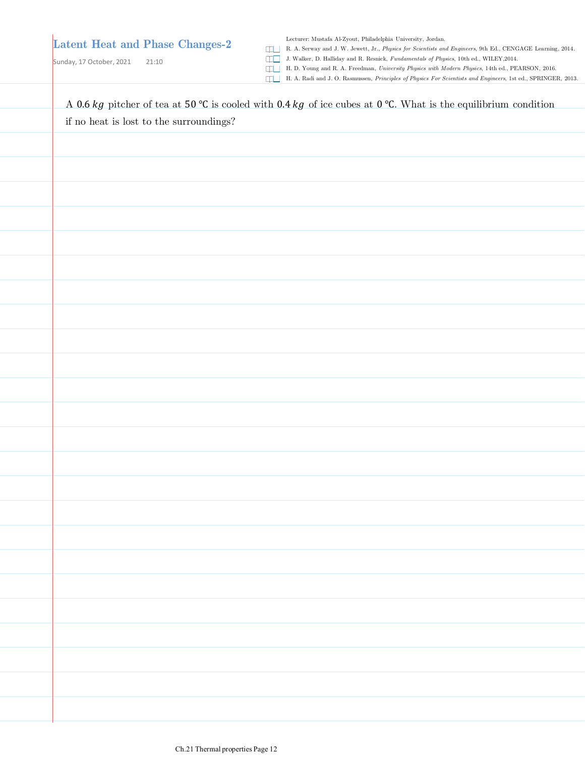# Latent Heat and Phase Changes-2

Sunday, 17 October, 2021 21:10

Lecturer: Mustafa Al-Zyout, Philadelphia University, Jordan.

- R. A. Serway and J. W. Jewett, Jr., *Physics for Scientists and Engineers*, 9th Ed., CENGAGE Learning, 2014.
- J. Walker, D. Halliday and R. Resnick, *Fundamentals of Physics*, 10th ed., WILEY,2014.
- H. D. Young and R. A. Freedman, *University Physics with Modern Physics*, 14th ed., PEARSON, 2016.
- H. A. Radi and J. O. Rasmussen, *Principles of Physics For Scientists and Engineers*, 1st ed., SPRINGER, 2013.

A $0.6\,kg$ pitcher of tea at $50\,°\mathrm{C}$ is cooled with $0.4\,kg$ of ice cubes at $0\,°\mathrm{C}$. What is the equilibrium condition if no heat is lost to the surroundings?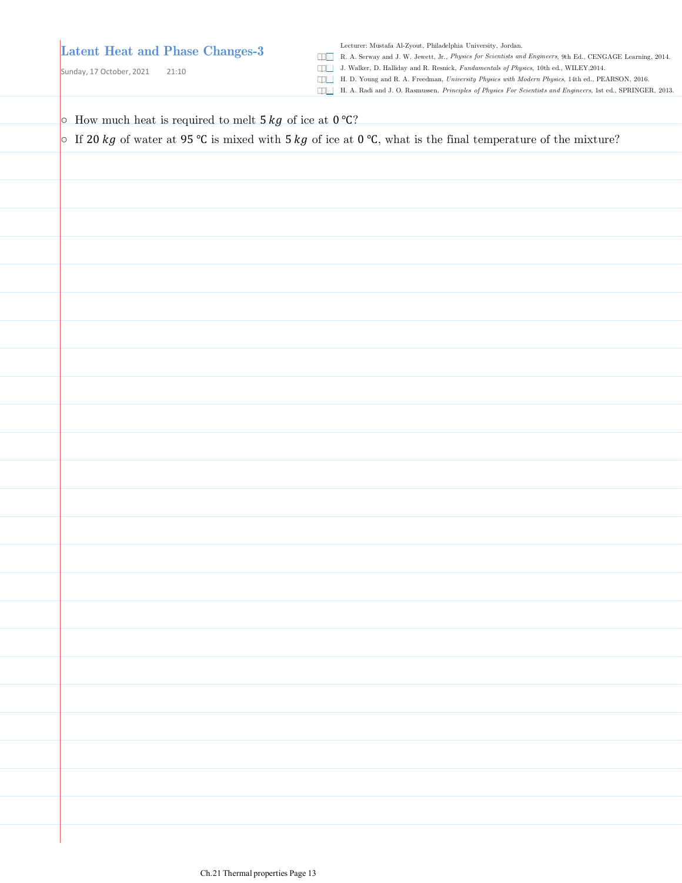# Latent Heat and Phase Changes-3

Sunday, 17 October, 2021 21:10

Lecturer: Mustafa Al-Zyout, Philadelphia University, Jordan.

- R. A. Serway and J. W. Jewett, Jr., *Physics for Scientists and Engineers*, 9th Ed., CENGAGE Learning, 2014.
- J. Walker, D. Halliday and R. Resnick, *Fundamentals of Physics*, 10th ed., WILEY,2014.
- H. D. Young and R. A. Freedman, *University Physics with Modern Physics*, 14th ed., PEARSON, 2016.
- H. A. Radi and J. O. Rasmussen, *Principles of Physics For Scientists and Engineers*, 1st ed., SPRINGER, 2013.

- How much heat is required to melt $5\,kg$ of ice at $0\,℃$?
- If $20\,kg$ of water at $95\,℃$ is mixed with $5\,kg$ of ice at $0\,℃$, what is the final temperature of the mixture?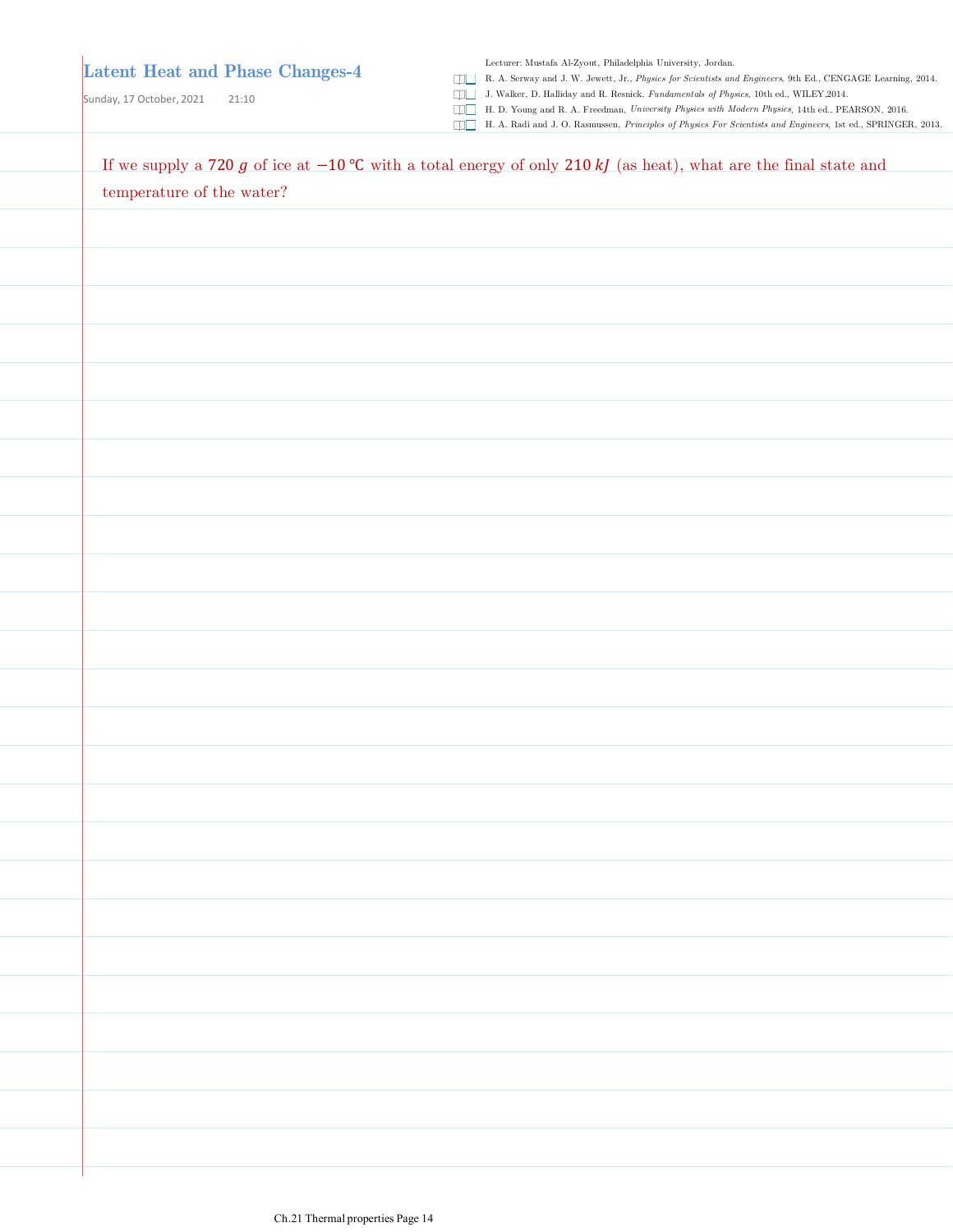# Latent Heat and Phase Changes-4

Sunday, 17 October, 2021 21:10

Lecturer: Mustafa Al-Zyout, Philadelphia University, Jordan.

- R. A. Serway and J. W. Jewett, Jr., *Physics for Scientists and Engineers*, 9th Ed., CENGAGE Learning, 2014.
- J. Walker, D. Halliday and R. Resnick, *Fundamentals of Physics*, 10th ed., WILEY,2014.
- H. D. Young and R. A. Freedman, *University Physics with Modern Physics*, 14th ed., PEARSON, 2016.
- H. A. Radi and J. O. Rasmussen, *Principles of Physics For Scientists and Engineers*, 1st ed., SPRINGER, 2013.

If we supply a $720\ g$ of ice at $-10\ ℃$ with a total energy of only $210\ kJ$ (as heat), what are the final state and temperature of the water?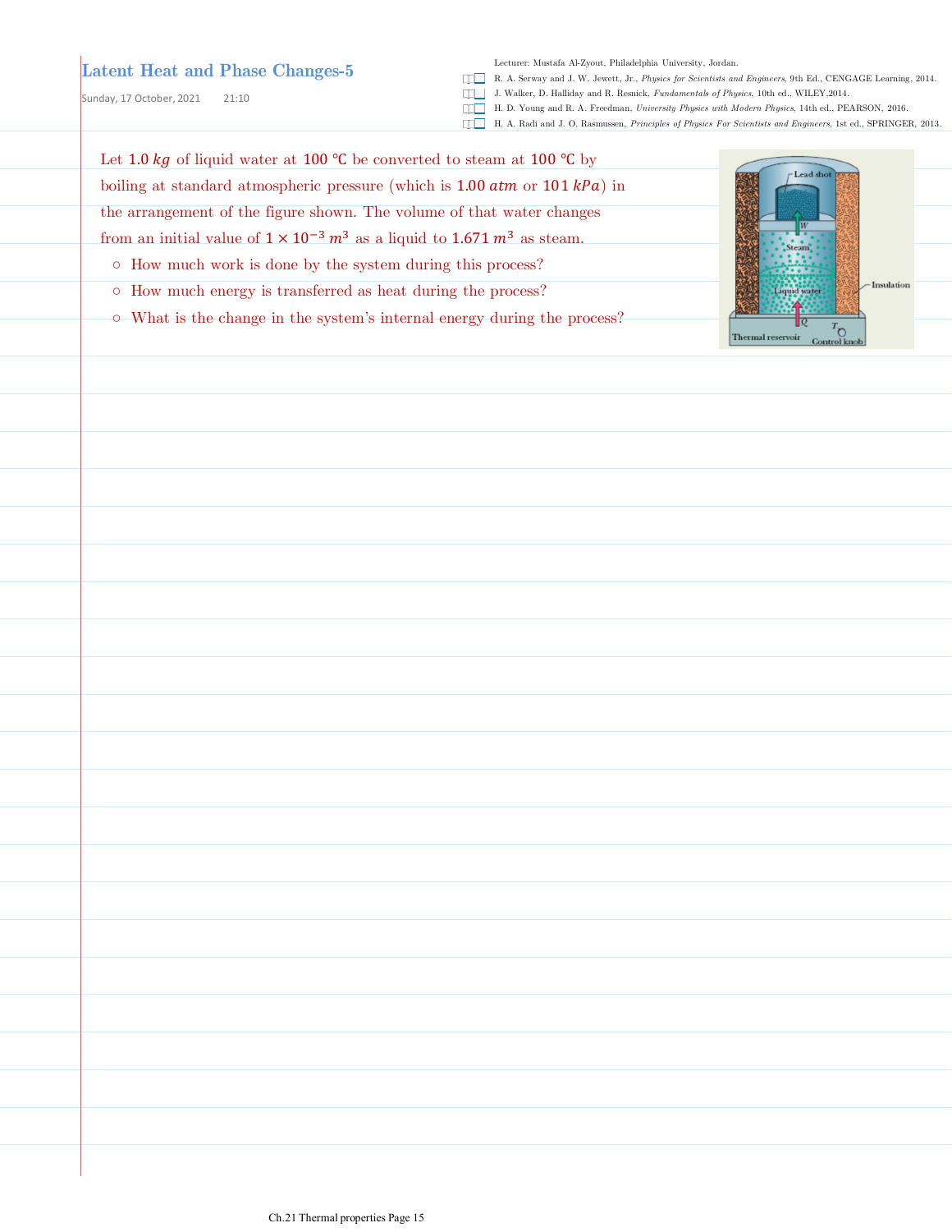# Latent Heat and Phase Changes-5

Sunday, 17 October, 2021 21:10

Lecturer: Mustafa Al-Zyout, Philadelphia University, Jordan.

- R. A. Serway and J. W. Jewett, Jr., *Physics for Scientists and Engineers*, 9th Ed., CENGAGE Learning, 2014.
- J. Walker, D. Halliday and R. Resnick, *Fundamentals of Physics*, 10th ed., WILEY,2014.
- H. D. Young and R. A. Freedman, *University Physics with Modern Physics*, 14th ed., PEARSON, 2016.
- H. A. Radi and J. O. Rasmussen, *Principles of Physics For Scientists and Engineers*, 1st ed., SPRINGER, 2013.

Let $1.0\ kg$ of liquid water at $100\ ℃$ be converted to steam at $100\ ℃$ by boiling at standard atmospheric pressure (which is $1.00\ atm$ or $101\ kPa$) in the arrangement of the figure shown. The volume of that water changes from an initial value of $1 \times 10^{-3}\ m^3$ as a liquid to $1.671\ m^3$ as steam.

- How much work is done by the system during this process?
- How much energy is transferred as heat during the process?
- What is the change in the system's internal energy during the process?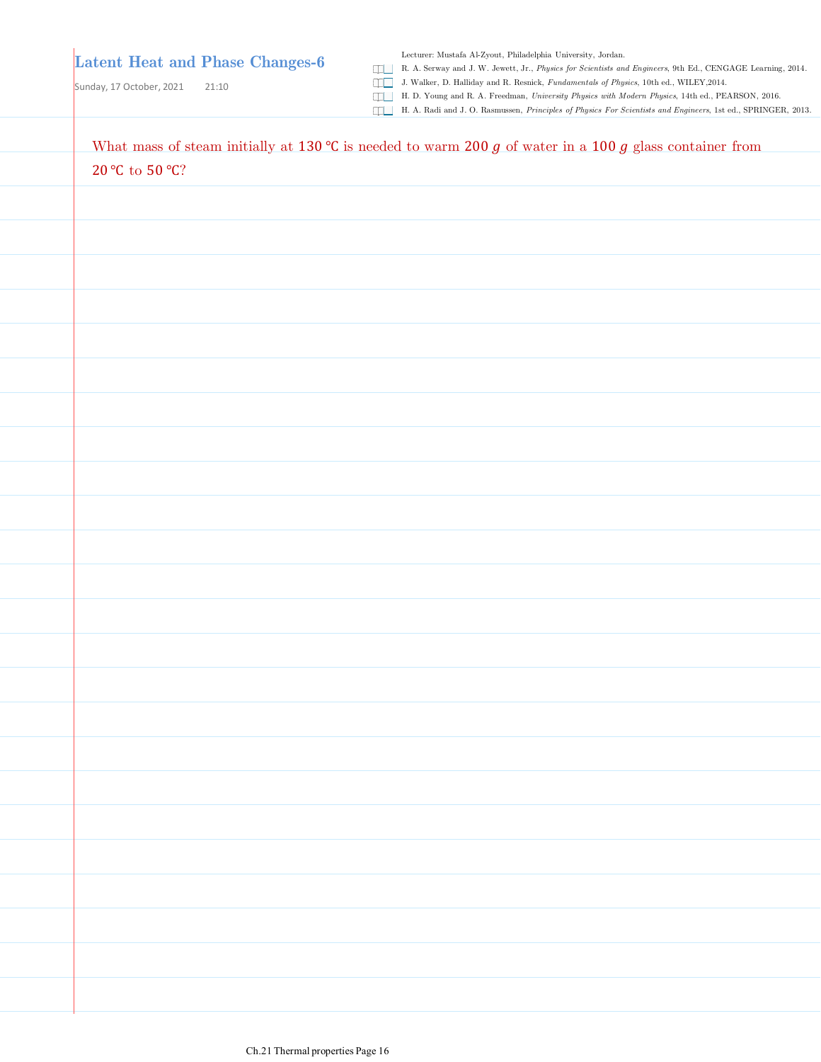# Latent Heat and Phase Changes-6

Sunday, 17 October, 2021 21:10

Lecturer: Mustafa Al-Zyout, Philadelphia University, Jordan.

- R. A. Serway and J. W. Jewett, Jr., *Physics for Scientists and Engineers*, 9th Ed., CENGAGE Learning, 2014.
- J. Walker, D. Halliday and R. Resnick, *Fundamentals of Physics*, 10th ed., WILEY,2014.
- H. D. Young and R. A. Freedman, *University Physics with Modern Physics*, 14th ed., PEARSON, 2016.
- H. A. Radi and J. O. Rasmussen, *Principles of Physics For Scientists and Engineers*, 1st ed., SPRINGER, 2013.

What mass of steam initially at $130\ ^\circ\mathrm{C}$ is needed to warm $200\ g$ of water in a $100\ g$ glass container from $20\ ^\circ\mathrm{C}$ to $50\ ^\circ\mathrm{C}$?